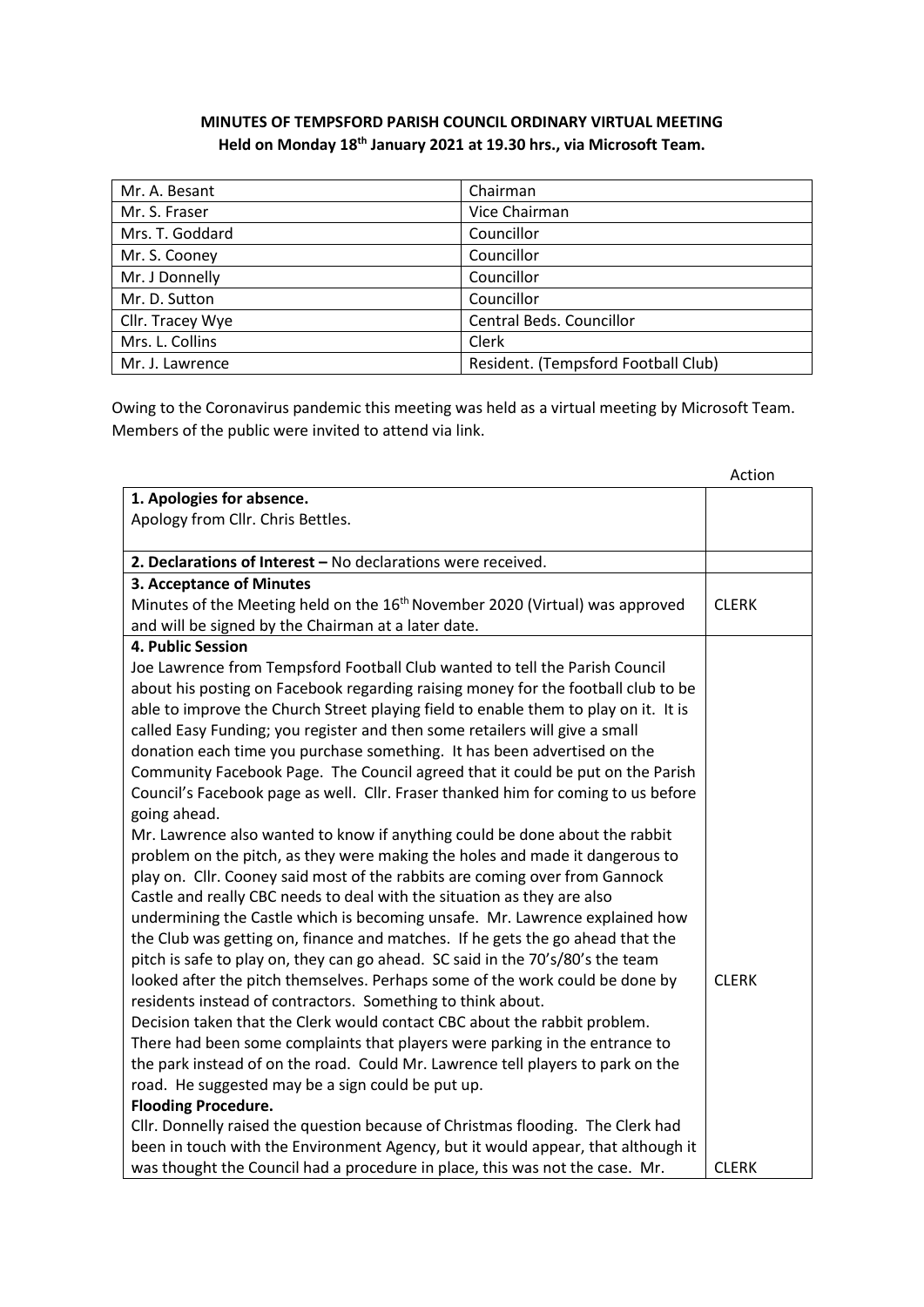**MINUTES OF TEMPSFORD PARISH COUNCIL ORDINARY VIRTUAL MEETING**
**Held on Monday 18th January 2021 at 19.30 hrs., via Microsoft Team.**

| | |
|---|---|
| Mr. A. Besant | Chairman |
| Mr. S. Fraser | Vice Chairman |
| Mrs. T. Goddard | Councillor |
| Mr. S. Cooney | Councillor |
| Mr J Donnelly | Councillor |
| Mr. D. Sutton | Councillor |
| Cllr. Tracey Wye | Central Beds. Councillor |
| Mrs. L. Collins | Clerk |
| Mr. J. Lawrence | Resident. (Tempsford Football Club) |

Owing to the Coronavirus pandemic this meeting was held as a virtual meeting by Microsoft Team. Members of the public were invited to attend via link.

| | Action |
|---|---|
| **1. Apologies for absence.**<br>Apology from Cllr. Chris Bettles. | |
| **2. Declarations of Interest –** No declarations were received. | |
| **3. Acceptance of Minutes**<br>Minutes of the Meeting held on the 16th November 2020 (Virtual) was approved and will be signed by the Chairman at a later date. | CLERK |
| **4. Public Session**<br>Joe Lawrence from Tempsford Football Club wanted to tell the Parish Council about his posting on Facebook regarding raising money for the football club to be able to improve the Church Street playing field to enable them to play on it. It is called Easy Funding; you register and then some retailers will give a small donation each time you purchase something. It has been advertised on the Community Facebook Page. The Council agreed that it could be put on the Parish Council's Facebook page as well. Cllr. Fraser thanked him for coming to us before going ahead.<br>Mr. Lawrence also wanted to know if anything could be done about the rabbit problem on the pitch, as they were making the holes and made it dangerous to play on. Cllr. Cooney said most of the rabbits are coming over from Gannock Castle and really CBC needs to deal with the situation as they are also undermining the Castle which is becoming unsafe. Mr. Lawrence explained how the Club was getting on, finance and matches. If he gets the go ahead that the pitch is safe to play on, they can go ahead. SC said in the 70's/80's the team looked after the pitch themselves. Perhaps some of the work could be done by residents instead of contractors. Something to think about.<br>Decision taken that the Clerk would contact CBC about the rabbit problem.<br>There had been some complaints that players were parking in the entrance to the park instead of on the road. Could Mr. Lawrence tell players to park on the road. He suggested may be a sign could be put up. | CLERK |
| **Flooding Procedure.**<br>Cllr. Donnelly raised the question because of Christmas flooding. The Clerk had been in touch with the Environment Agency, but it would appear, that although it was thought the Council had a procedure in place, this was not the case. Mr. | CLERK |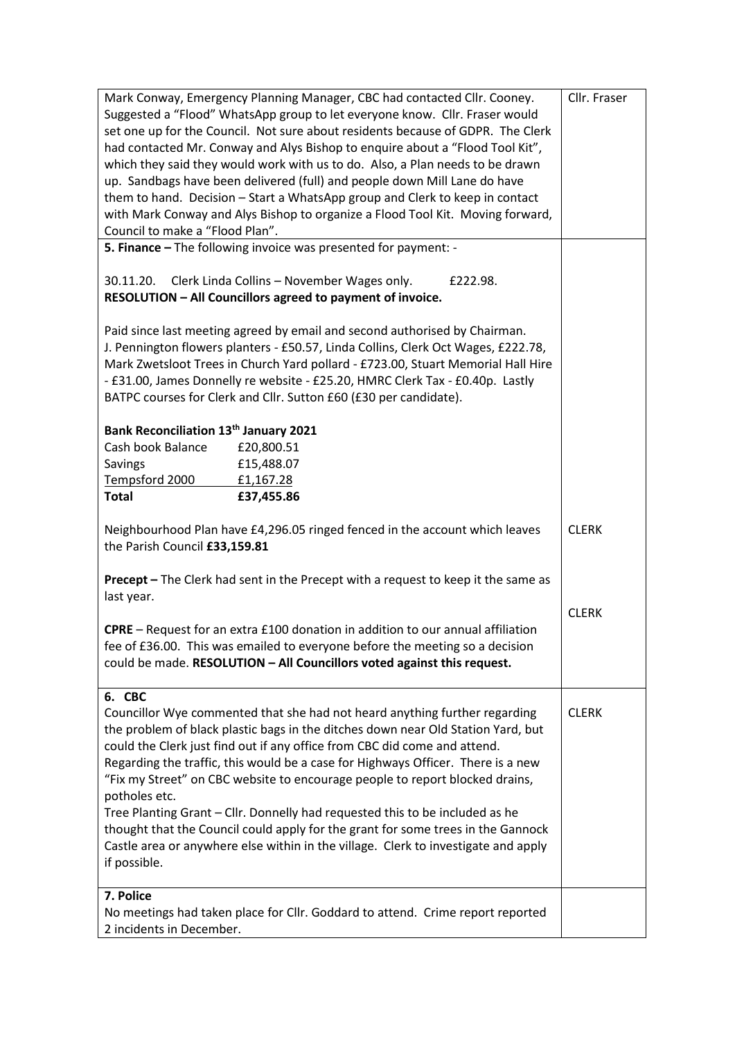| | |
|---|---|
| Mark Conway, Emergency Planning Manager, CBC had contacted Cllr. Cooney. Suggested a "Flood" WhatsApp group to let everyone know. Cllr. Fraser would set one up for the Council. Not sure about residents because of GDPR. The Clerk had contacted Mr. Conway and Alys Bishop to enquire about a "Flood Tool Kit", which they said they would work with us to do. Also, a Plan needs to be drawn up. Sandbags have been delivered (full) and people down Mill Lane do have them to hand. Decision – Start a WhatsApp group and Clerk to keep in contact with Mark Conway and Alys Bishop to organize a Flood Tool Kit. Moving forward, Council to make a "Flood Plan". | Cllr. Fraser |
| **5. Finance –** The following invoice was presented for payment: -<br><br>30.11.20. Clerk Linda Collins – November Wages only. £222.98.<br>**RESOLUTION – All Councillors agreed to payment of invoice.**<br><br>Paid since last meeting agreed by email and second authorised by Chairman. J. Pennington flowers planters - £50.57, Linda Collins, Clerk Oct Wages, £222.78, Mark Zwetsloot Trees in Church Yard pollard - £723.00, Stuart Memorial Hall Hire - £31.00, James Donnelly re website - £25.20, HMRC Clerk Tax - £0.40p. Lastly BATPC courses for Clerk and Cllr. Sutton £60 (£30 per candidate).<br><br>**Bank Reconciliation 13th January 2021**<br>Cash book Balance £20,800.51<br>Savings £15,488.07<br>Tempsford 2000 £1,167.28<br>**Total £37,455.86**<br><br>Neighbourhood Plan have £4,296.05 ringed fenced in the account which leaves the Parish Council **£33,159.81**<br><br>**Precept –** The Clerk had sent in the Precept with a request to keep it the same as last year.<br><br>**CPRE** – Request for an extra £100 donation in addition to our annual affiliation fee of £36.00. This was emailed to everyone before the meeting so a decision could be made. **RESOLUTION – All Councillors voted against this request.** | <br><br><br><br><br><br><br><br><br><br><br><br><br><br><br><br>CLERK<br><br><br><br>CLERK |
| **6. CBC**<br>Councillor Wye commented that she had not heard anything further regarding the problem of black plastic bags in the ditches down near Old Station Yard, but could the Clerk just find out if any office from CBC did come and attend. Regarding the traffic, this would be a case for Highways Officer. There is a new "Fix my Street" on CBC website to encourage people to report blocked drains, potholes etc.<br>Tree Planting Grant – Cllr. Donnelly had requested this to be included as he thought that the Council could apply for the grant for some trees in the Gannock Castle area or anywhere else within in the village. Clerk to investigate and apply if possible. | CLERK |
| **7. Police**<br>No meetings had taken place for Cllr. Goddard to attend. Crime report reported 2 incidents in December. | |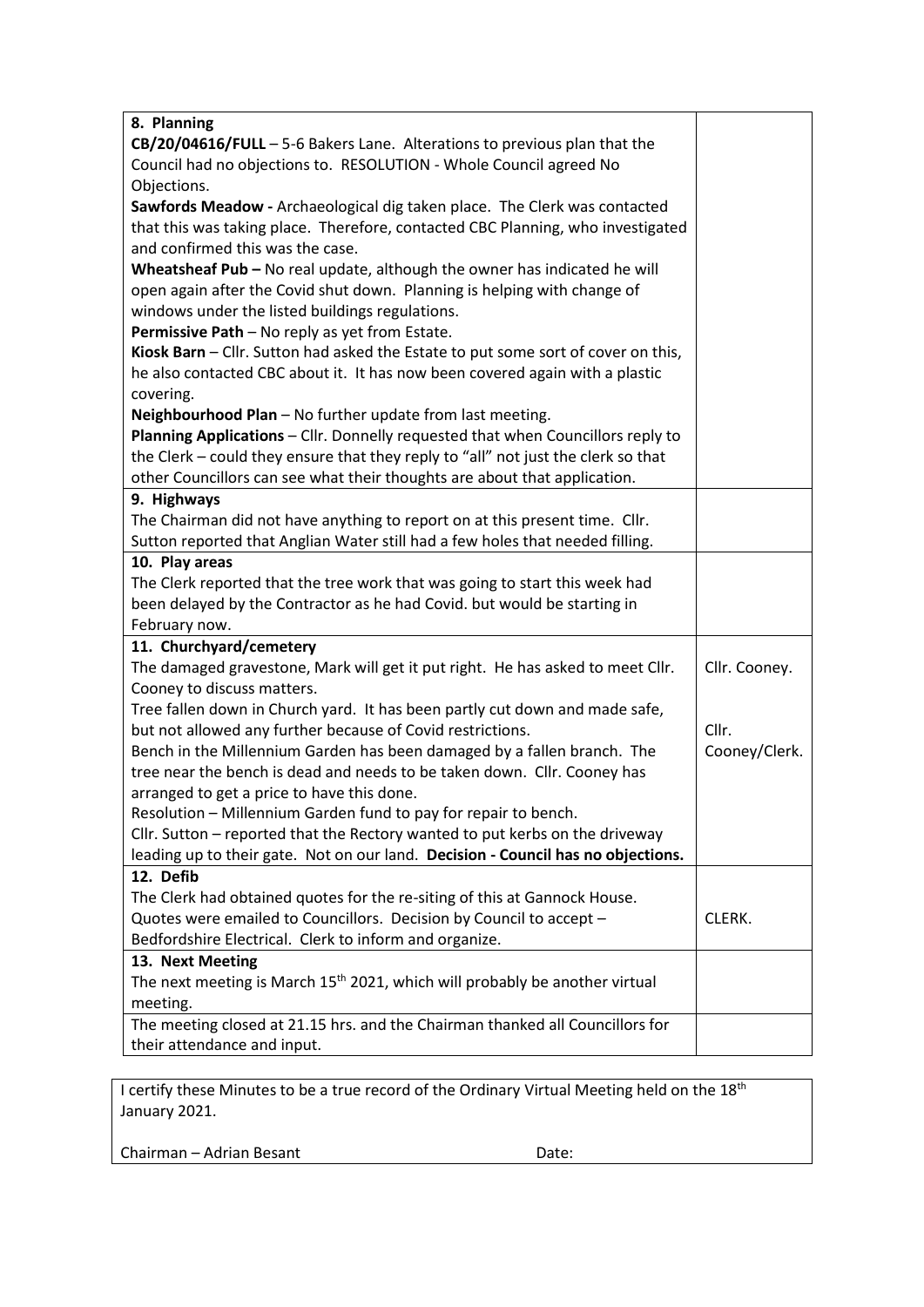| | |
|---|---|
| **8. Planning**<br>**CB/20/04616/FULL** – 5-6 Bakers Lane. Alterations to previous plan that the Council had no objections to. RESOLUTION - Whole Council agreed No Objections.<br>**Sawfords Meadow -** Archaeological dig taken place. The Clerk was contacted that this was taking place. Therefore, contacted CBC Planning, who investigated and confirmed this was the case.<br>**Wheatsheaf Pub –** No real update, although the owner has indicated he will open again after the Covid shut down. Planning is helping with change of windows under the listed buildings regulations.<br>**Permissive Path** – No reply as yet from Estate.<br>**Kiosk Barn** – Cllr. Sutton had asked the Estate to put some sort of cover on this, he also contacted CBC about it. It has now been covered again with a plastic covering.<br>**Neighbourhood Plan** – No further update from last meeting.<br>**Planning Applications** – Cllr. Donnelly requested that when Councillors reply to the Clerk – could they ensure that they reply to "all" not just the clerk so that other Councillors can see what their thoughts are about that application. | |
| **9. Highways**<br>The Chairman did not have anything to report on at this present time. Cllr. Sutton reported that Anglian Water still had a few holes that needed filling. | |
| **10. Play areas**<br>The Clerk reported that the tree work that was going to start this week had been delayed by the Contractor as he had Covid. but would be starting in February now. | |
| **11. Churchyard/cemetery**<br>The damaged gravestone, Mark will get it put right. He has asked to meet Cllr. Cooney to discuss matters.<br>Tree fallen down in Church yard. It has been partly cut down and made safe, but not allowed any further because of Covid restrictions.<br>Bench in the Millennium Garden has been damaged by a fallen branch. The tree near the bench is dead and needs to be taken down. Cllr. Cooney has arranged to get a price to have this done.<br>Resolution – Millennium Garden fund to pay for repair to bench.<br>Cllr. Sutton – reported that the Rectory wanted to put kerbs on the driveway leading up to their gate. Not on our land. **Decision - Council has no objections.** | Cllr. Cooney.<br><br>Cllr. Cooney/Clerk. |
| **12. Defib**<br>The Clerk had obtained quotes for the re-siting of this at Gannock House. Quotes were emailed to Councillors. Decision by Council to accept – Bedfordshire Electrical. Clerk to inform and organize. | CLERK. |
| **13. Next Meeting**<br>The next meeting is March 15th 2021, which will probably be another virtual meeting. | |
| The meeting closed at 21.15 hrs. and the Chairman thanked all Councillors for their attendance and input. | |

I certify these Minutes to be a true record of the Ordinary Virtual Meeting held on the 18th January 2021.

Chairman – Adrian Besant Date: